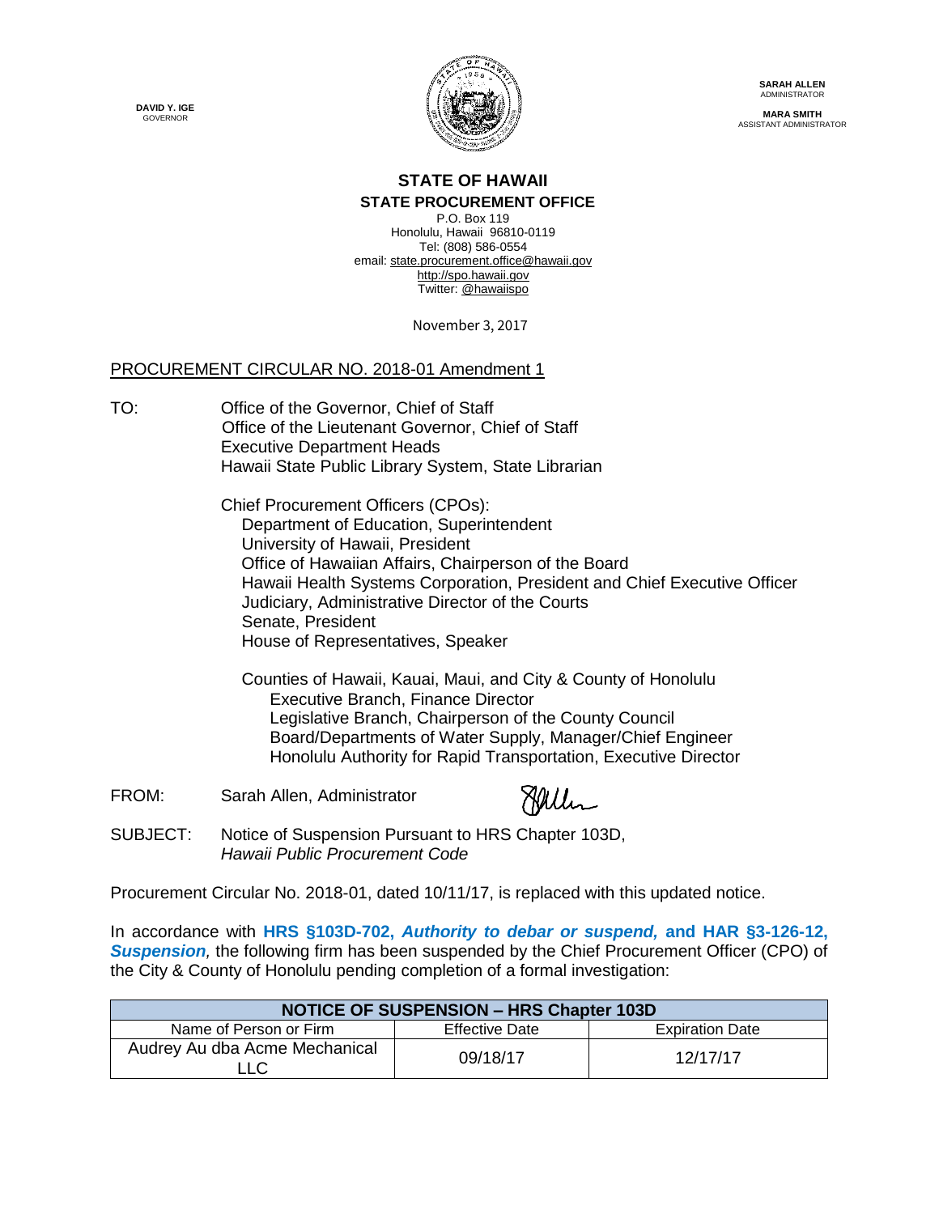**DAVID Y. IGE**
GOVERNOR

**SARAH ALLEN**
ADMINISTRATOR

**MARA SMITH**
ASSISTANT ADMINISTRATOR

# STATE OF HAWAII
## STATE PROCUREMENT OFFICE

P.O. Box 119
Honolulu, Hawaii 96810-0119
Tel: (808) 586-0554
email: state.procurement.office@hawaii.gov
http://spo.hawaii.gov
Twitter: @hawaiispo

November 3, 2017

PROCUREMENT CIRCULAR NO. 2018-01 Amendment 1

TO:
Office of the Governor, Chief of Staff
Office of the Lieutenant Governor, Chief of Staff
Executive Department Heads
Hawaii State Public Library System, State Librarian

Chief Procurement Officers (CPOs):
- Department of Education, Superintendent
- University of Hawaii, President
- Office of Hawaiian Affairs, Chairperson of the Board
- Hawaii Health Systems Corporation, President and Chief Executive Officer
- Judiciary, Administrative Director of the Courts
- Senate, President
- House of Representatives, Speaker

Counties of Hawaii, Kauai, Maui, and City & County of Honolulu
- Executive Branch, Finance Director
- Legislative Branch, Chairperson of the County Council
- Board/Departments of Water Supply, Manager/Chief Engineer
- Honolulu Authority for Rapid Transportation, Executive Director

FROM: Sarah Allen, Administrator

SUBJECT: Notice of Suspension Pursuant to HRS Chapter 103D, *Hawaii Public Procurement Code*

Procurement Circular No. 2018-01, dated 10/11/17, is replaced with this updated notice.

In accordance with **HRS §103D-702, *Authority to debar or suspend,*** and **HAR §3-126-12, *Suspension,*** the following firm has been suspended by the Chief Procurement Officer (CPO) of the City & County of Honolulu pending completion of a formal investigation:

| NOTICE OF SUSPENSION – HRS Chapter 103D | | |
|---|---|---|
| Name of Person or Firm | Effective Date | Expiration Date |
| Audrey Au dba Acme Mechanical LLC | 09/18/17 | 12/17/17 |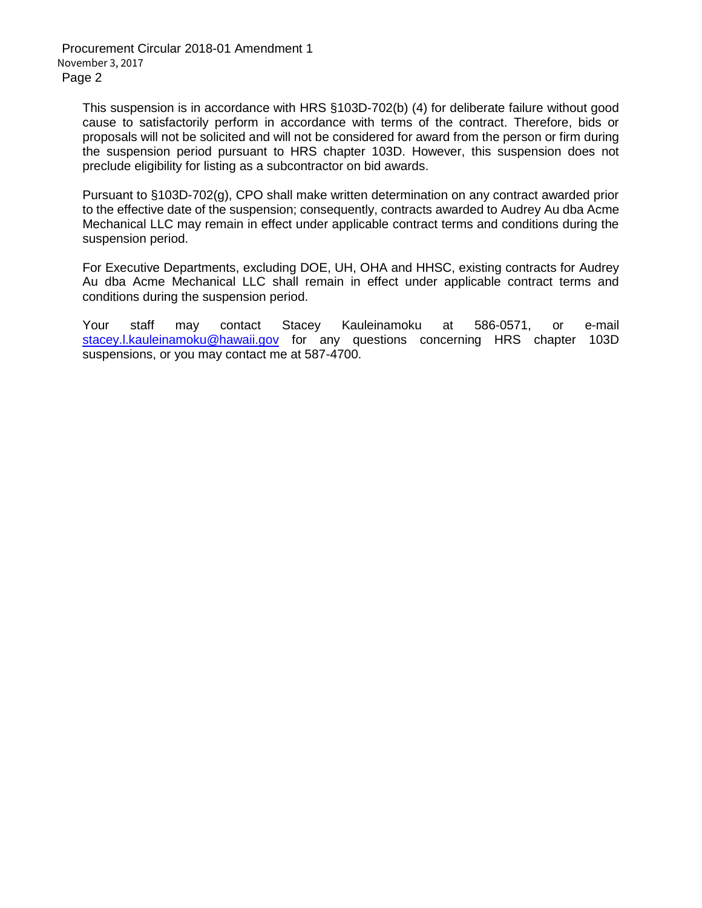This suspension is in accordance with HRS §103D-702(b) (4) for deliberate failure without good cause to satisfactorily perform in accordance with terms of the contract. Therefore, bids or proposals will not be solicited and will not be considered for award from the person or firm during the suspension period pursuant to HRS chapter 103D. However, this suspension does not preclude eligibility for listing as a subcontractor on bid awards.

Pursuant to §103D-702(g), CPO shall make written determination on any contract awarded prior to the effective date of the suspension; consequently, contracts awarded to Audrey Au dba Acme Mechanical LLC may remain in effect under applicable contract terms and conditions during the suspension period.

For Executive Departments, excluding DOE, UH, OHA and HHSC, existing contracts for Audrey Au dba Acme Mechanical LLC shall remain in effect under applicable contract terms and conditions during the suspension period.

Your staff may contact Stacey Kauleinamoku at 586-0571, or e-mail stacey.l.kauleinamoku@hawaii.gov for any questions concerning HRS chapter 103D suspensions, or you may contact me at 587-4700.